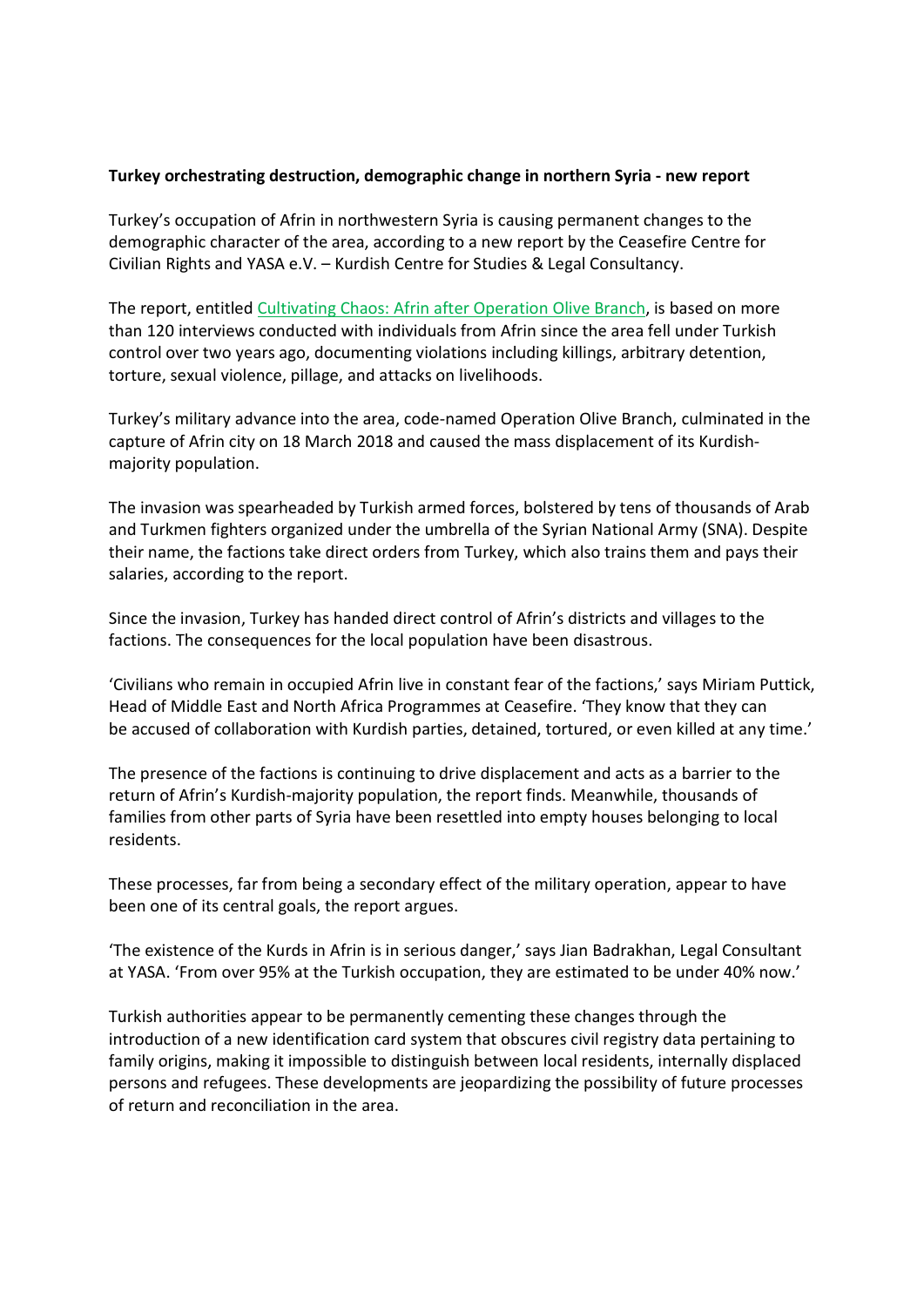**Turkey orchestrating destruction, demographic change in northern Syria - new report**

Turkey's occupation of Afrin in northwestern Syria is causing permanent changes to the demographic character of the area, according to a new report by the Ceasefire Centre for Civilian Rights and YASA e.V. – Kurdish Centre for Studies & Legal Consultancy.

The report, entitled Cultivating Chaos: Afrin after Operation Olive Branch, is based on more than 120 interviews conducted with individuals from Afrin since the area fell under Turkish control over two years ago, documenting violations including killings, arbitrary detention, torture, sexual violence, pillage, and attacks on livelihoods.

Turkey's military advance into the area, code-named Operation Olive Branch, culminated in the capture of Afrin city on 18 March 2018 and caused the mass displacement of its Kurdish-majority population.

The invasion was spearheaded by Turkish armed forces, bolstered by tens of thousands of Arab and Turkmen fighters organized under the umbrella of the Syrian National Army (SNA). Despite their name, the factions take direct orders from Turkey, which also trains them and pays their salaries, according to the report.

Since the invasion, Turkey has handed direct control of Afrin's districts and villages to the factions. The consequences for the local population have been disastrous.

'Civilians who remain in occupied Afrin live in constant fear of the factions,' says Miriam Puttick, Head of Middle East and North Africa Programmes at Ceasefire. 'They know that they can be accused of collaboration with Kurdish parties, detained, tortured, or even killed at any time.'

The presence of the factions is continuing to drive displacement and acts as a barrier to the return of Afrin's Kurdish-majority population, the report finds. Meanwhile, thousands of families from other parts of Syria have been resettled into empty houses belonging to local residents.

These processes, far from being a secondary effect of the military operation, appear to have been one of its central goals, the report argues.

'The existence of the Kurds in Afrin is in serious danger,' says Jian Badrakhan, Legal Consultant at YASA. 'From over 95% at the Turkish occupation, they are estimated to be under 40% now.'

Turkish authorities appear to be permanently cementing these changes through the introduction of a new identification card system that obscures civil registry data pertaining to family origins, making it impossible to distinguish between local residents, internally displaced persons and refugees. These developments are jeopardizing the possibility of future processes of return and reconciliation in the area.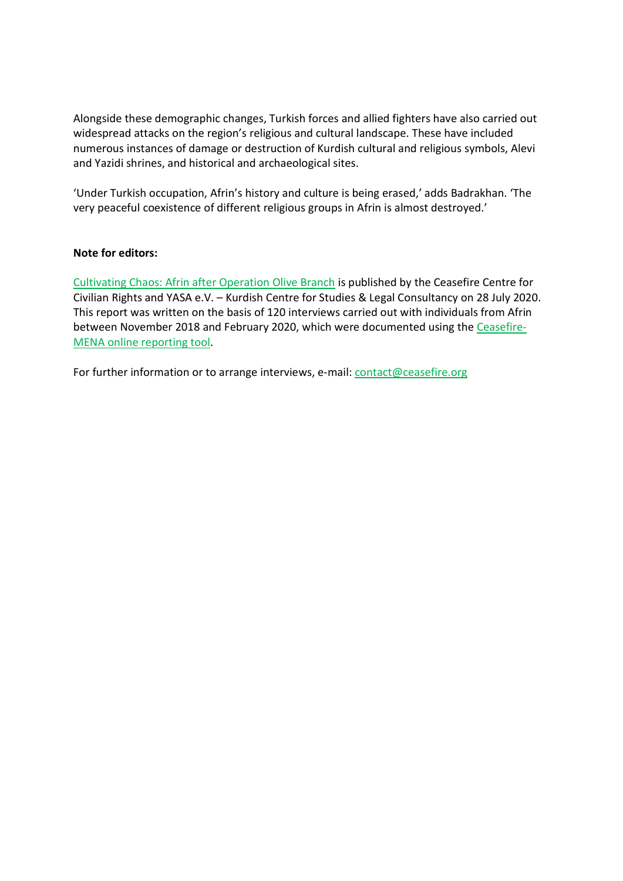Alongside these demographic changes, Turkish forces and allied fighters have also carried out widespread attacks on the region's religious and cultural landscape. These have included numerous instances of damage or destruction of Kurdish cultural and religious symbols, Alevi and Yazidi shrines, and historical and archaeological sites.

'Under Turkish occupation, Afrin's history and culture is being erased,' adds Badrakhan. 'The very peaceful coexistence of different religious groups in Afrin is almost destroyed.'

**Note for editors:**

Cultivating Chaos: Afrin after Operation Olive Branch is published by the Ceasefire Centre for Civilian Rights and YASA e.V. – Kurdish Centre for Studies & Legal Consultancy on 28 July 2020. This report was written on the basis of 120 interviews carried out with individuals from Afrin between November 2018 and February 2020, which were documented using the Ceasefire-MENA online reporting tool.

For further information or to arrange interviews, e-mail: contact@ceasefire.org